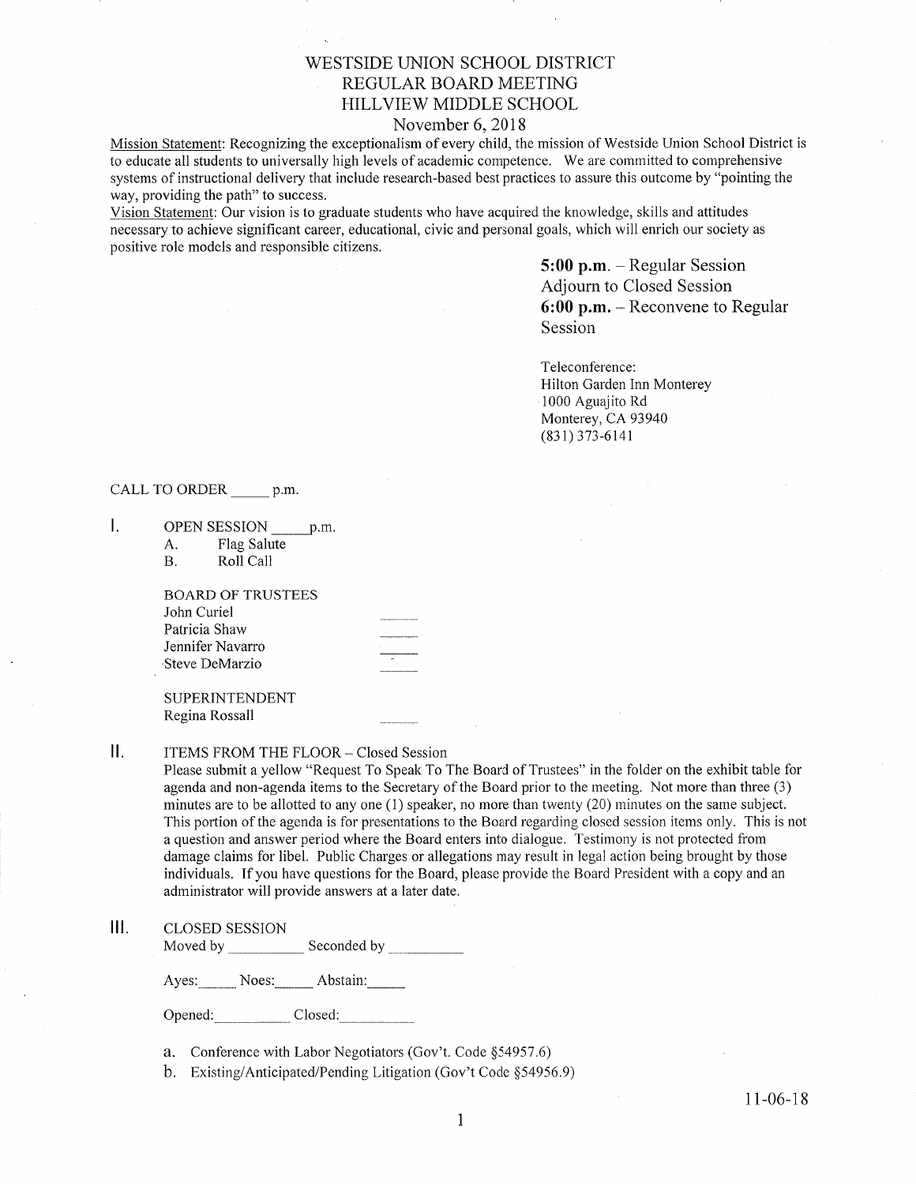# WESTSIDE UNION SCHOOL DISTRICT
## REGULAR BOARD MEETING
## HILLVIEW MIDDLE SCHOOL
November 6, 2018

Mission Statement: Recognizing the exceptionalism of every child, the mission of Westside Union School District is to educate all students to universally high levels of academic competence. We are committed to comprehensive systems of instructional delivery that include research-based best practices to assure this outcome by "pointing the way, providing the path" to success.

Vision Statement: Our vision is to graduate students who have acquired the knowledge, skills and attitudes necessary to achieve significant career, educational, civic and personal goals, which will enrich our society as positive role models and responsible citizens.

**5:00 p.m.** – Regular Session
Adjourn to Closed Session
**6:00 p.m.** – Reconvene to Regular Session

Teleconference:
Hilton Garden Inn Monterey
1000 Aguajito Rd
Monterey, CA 93940
(831) 373-6141

CALL TO ORDER _____ p.m.

I. OPEN SESSION _____ p.m.
   A. Flag Salute
   B. Roll Call

   BOARD OF TRUSTEES
   John Curiel _____
   Patricia Shaw _____
   Jennifer Navarro _____
   Steve DeMarzio _____

   SUPERINTENDENT
   Regina Rossall _____

II. ITEMS FROM THE FLOOR – Closed Session

Please submit a yellow "Request To Speak To The Board of Trustees" in the folder on the exhibit table for agenda and non-agenda items to the Secretary of the Board prior to the meeting. Not more than three (3) minutes are to be allotted to any one (1) speaker, no more than twenty (20) minutes on the same subject. This portion of the agenda is for presentations to the Board regarding closed session items only. This is not a question and answer period where the Board enters into dialogue. Testimony is not protected from damage claims for libel. Public Charges or allegations may result in legal action being brought by those individuals. If you have questions for the Board, please provide the Board President with a copy and an administrator will provide answers at a later date.

III. CLOSED SESSION

Moved by __________ Seconded by __________

Ayes:_____ Noes:_____ Abstain:_____

Opened:__________ Closed:__________

a. Conference with Labor Negotiators (Gov't. Code §54957.6)
b. Existing/Anticipated/Pending Litigation (Gov't Code §54956.9)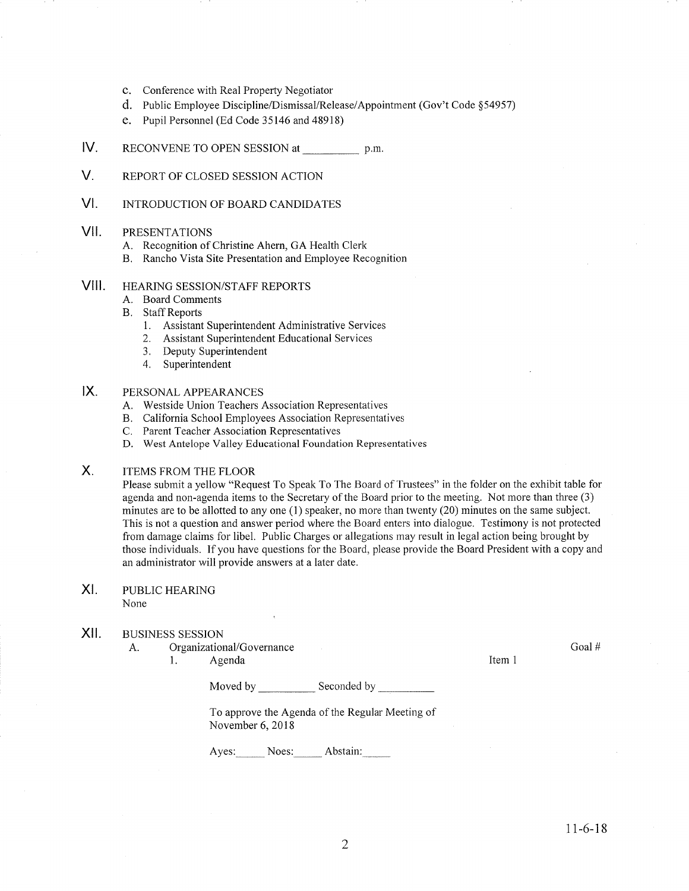c. Conference with Real Property Negotiator
d. Public Employee Discipline/Dismissal/Release/Appointment (Gov't Code §54957)
e. Pupil Personnel (Ed Code 35146 and 48918)

IV. RECONVENE TO OPEN SESSION at __________ p.m.

V. REPORT OF CLOSED SESSION ACTION

VI. INTRODUCTION OF BOARD CANDIDATES

VII. PRESENTATIONS
   A. Recognition of Christine Ahern, GA Health Clerk
   B. Rancho Vista Site Presentation and Employee Recognition

VIII. HEARING SESSION/STAFF REPORTS
   A. Board Comments
   B. Staff Reports
      1. Assistant Superintendent Administrative Services
      2. Assistant Superintendent Educational Services
      3. Deputy Superintendent
      4. Superintendent

IX. PERSONAL APPEARANCES
   A. Westside Union Teachers Association Representatives
   B. California School Employees Association Representatives
   C. Parent Teacher Association Representatives
   D. West Antelope Valley Educational Foundation Representatives

X. ITEMS FROM THE FLOOR

Please submit a yellow "Request To Speak To The Board of Trustees" in the folder on the exhibit table for agenda and non-agenda items to the Secretary of the Board prior to the meeting. Not more than three (3) minutes are to be allotted to any one (1) speaker, no more than twenty (20) minutes on the same subject. This is not a question and answer period where the Board enters into dialogue. Testimony is not protected from damage claims for libel. Public Charges or allegations may result in legal action being brought by those individuals. If you have questions for the Board, please provide the Board President with a copy and an administrator will provide answers at a later date.

XI. PUBLIC HEARING

None

XII. BUSINESS SESSION
   A. Organizational/Governance — Goal #
      1. Agenda — Item 1

      Moved by __________ Seconded by __________

      To approve the Agenda of the Regular Meeting of November 6, 2018

      Ayes:_____ Noes:_____ Abstain:_____

11-6-18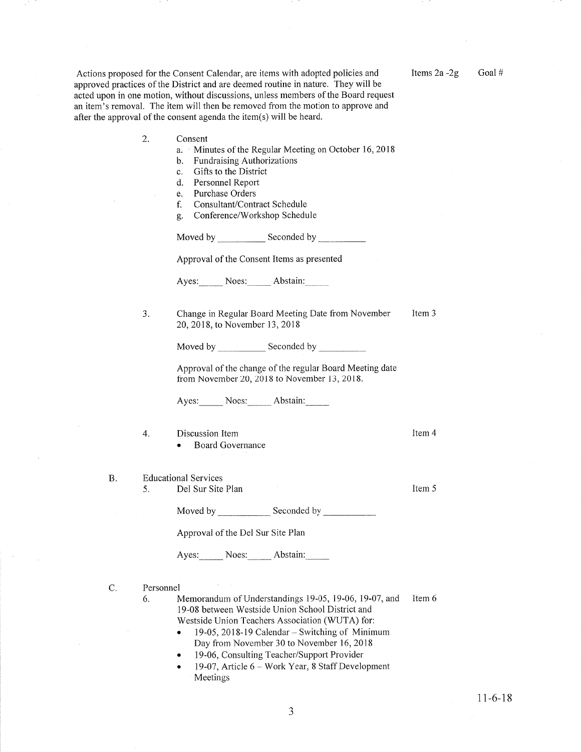Actions proposed for the Consent Calendar, are items with adopted policies and approved practices of the District and are deemed routine in nature. They will be acted upon in one motion, without discussions, unless members of the Board request an item's removal. The item will then be removed from the motion to approve and after the approval of the consent agenda the item(s) will be heard.

Items 2a -2g Goal #

2. Consent
   a. Minutes of the Regular Meeting on October 16, 2018
   b. Fundraising Authorizations
   c. Gifts to the District
   d. Personnel Report
   e. Purchase Orders
   f. Consultant/Contract Schedule
   g. Conference/Workshop Schedule

   Moved by __________ Seconded by __________

   Approval of the Consent Items as presented

   Ayes:_____ Noes:_____ Abstain:_____

3. Change in Regular Board Meeting Date from November 20, 2018, to November 13, 2018 — Item 3

   Moved by __________ Seconded by __________

   Approval of the change of the regular Board Meeting date from November 20, 2018 to November 13, 2018.

   Ayes:_____ Noes:_____ Abstain:_____

4. Discussion Item — Item 4
   - Board Governance

B. Educational Services

5. Del Sur Site Plan — Item 5

   Moved by __________ Seconded by __________

   Approval of the Del Sur Site Plan

   Ayes:_____ Noes:_____ Abstain:_____

C. Personnel

6. Memorandum of Understandings 19-05, 19-06, 19-07, and 19-08 between Westside Union School District and Westside Union Teachers Association (WUTA) for: — Item 6
   - 19-05, 2018-19 Calendar – Switching of Minimum Day from November 30 to November 16, 2018
   - 19-06, Consulting Teacher/Support Provider
   - 19-07, Article 6 – Work Year, 8 Staff Development Meetings

11-6-18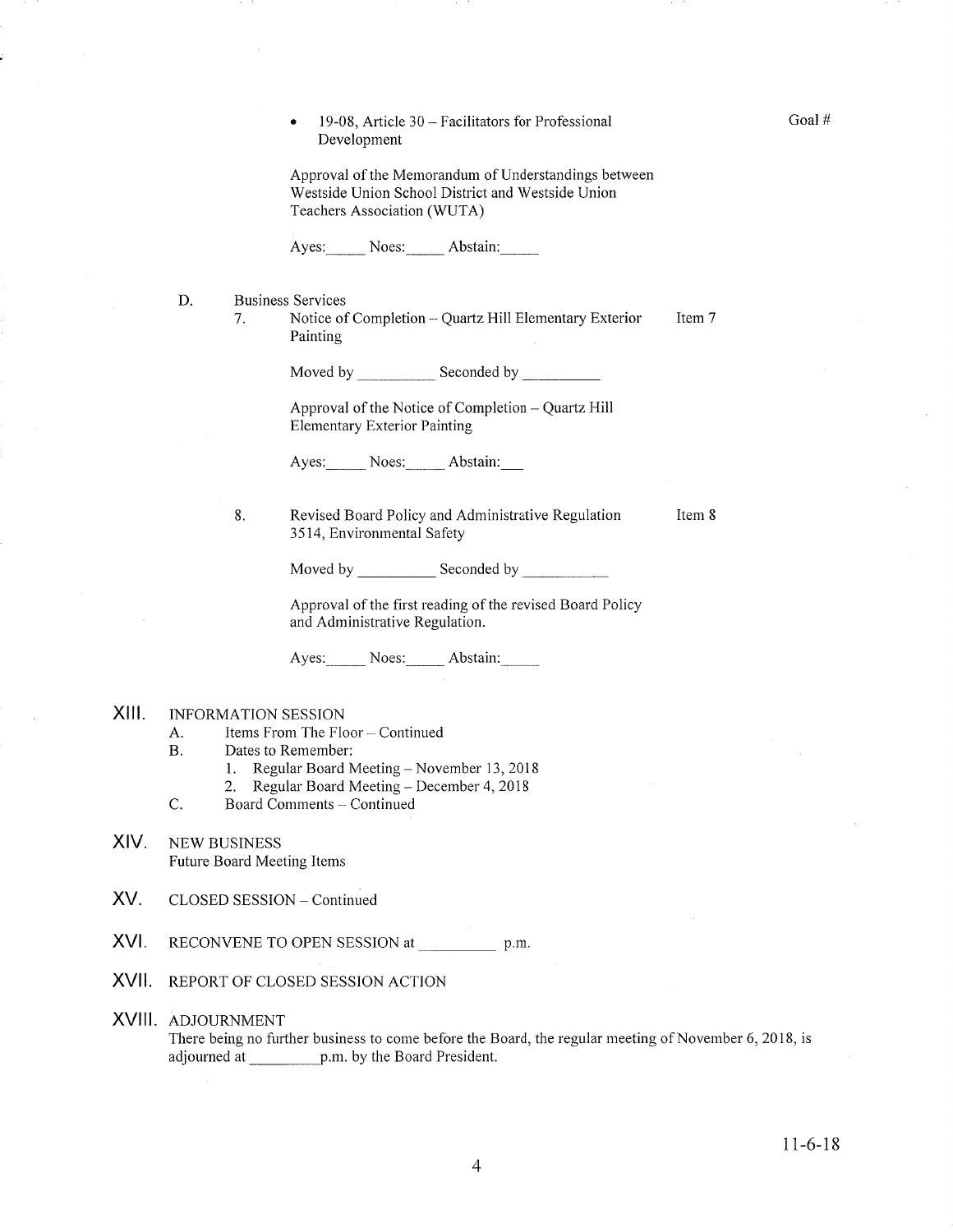- 19-08, Article 30 – Facilitators for Professional Development

Goal #

Approval of the Memorandum of Understandings between Westside Union School District and Westside Union Teachers Association (WUTA)

Ayes:\_\_\_\_\_ Noes:\_\_\_\_\_ Abstain:\_\_\_\_\_

D. Business Services

7. Notice of Completion – Quartz Hill Elementary Exterior Painting — Item 7

Moved by \_\_\_\_\_\_\_\_\_\_ Seconded by \_\_\_\_\_\_\_\_\_\_

Approval of the Notice of Completion – Quartz Hill Elementary Exterior Painting

Ayes:\_\_\_\_\_ Noes:\_\_\_\_\_ Abstain:\_\_\_

8. Revised Board Policy and Administrative Regulation 3514, Environmental Safety — Item 8

Moved by \_\_\_\_\_\_\_\_\_\_ Seconded by \_\_\_\_\_\_\_\_\_\_\_

Approval of the first reading of the revised Board Policy and Administrative Regulation.

Ayes:\_\_\_\_\_ Noes:\_\_\_\_\_ Abstain:\_\_\_\_\_

## XIII. INFORMATION SESSION

A. Items From The Floor – Continued

B. Dates to Remember:
   1. Regular Board Meeting – November 13, 2018
   2. Regular Board Meeting – December 4, 2018

C. Board Comments – Continued

## XIV. NEW BUSINESS

Future Board Meeting Items

## XV. CLOSED SESSION – Continued

## XVI. RECONVENE TO OPEN SESSION at \_\_\_\_\_\_\_\_\_\_ p.m.

## XVII. REPORT OF CLOSED SESSION ACTION

## XVIII. ADJOURNMENT

There being no further business to come before the Board, the regular meeting of November 6, 2018, is adjourned at \_\_\_\_\_\_\_\_\_p.m. by the Board President.

11-6-18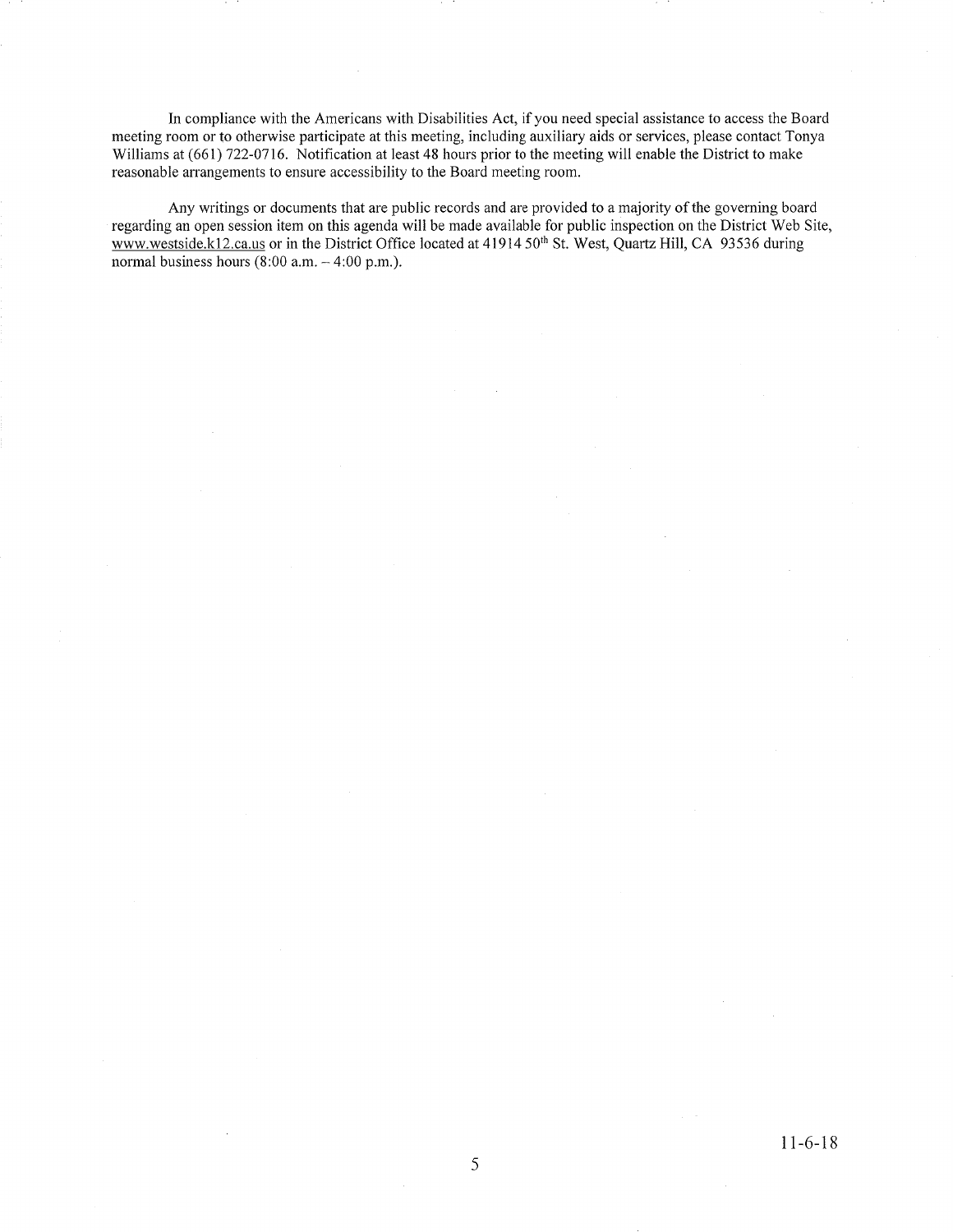In compliance with the Americans with Disabilities Act, if you need special assistance to access the Board meeting room or to otherwise participate at this meeting, including auxiliary aids or services, please contact Tonya Williams at (661) 722-0716. Notification at least 48 hours prior to the meeting will enable the District to make reasonable arrangements to ensure accessibility to the Board meeting room.

Any writings or documents that are public records and are provided to a majority of the governing board regarding an open session item on this agenda will be made available for public inspection on the District Web Site, www.westside.k12.ca.us or in the District Office located at 41914 50th St. West, Quartz Hill, CA 93536 during normal business hours (8:00 a.m. – 4:00 p.m.).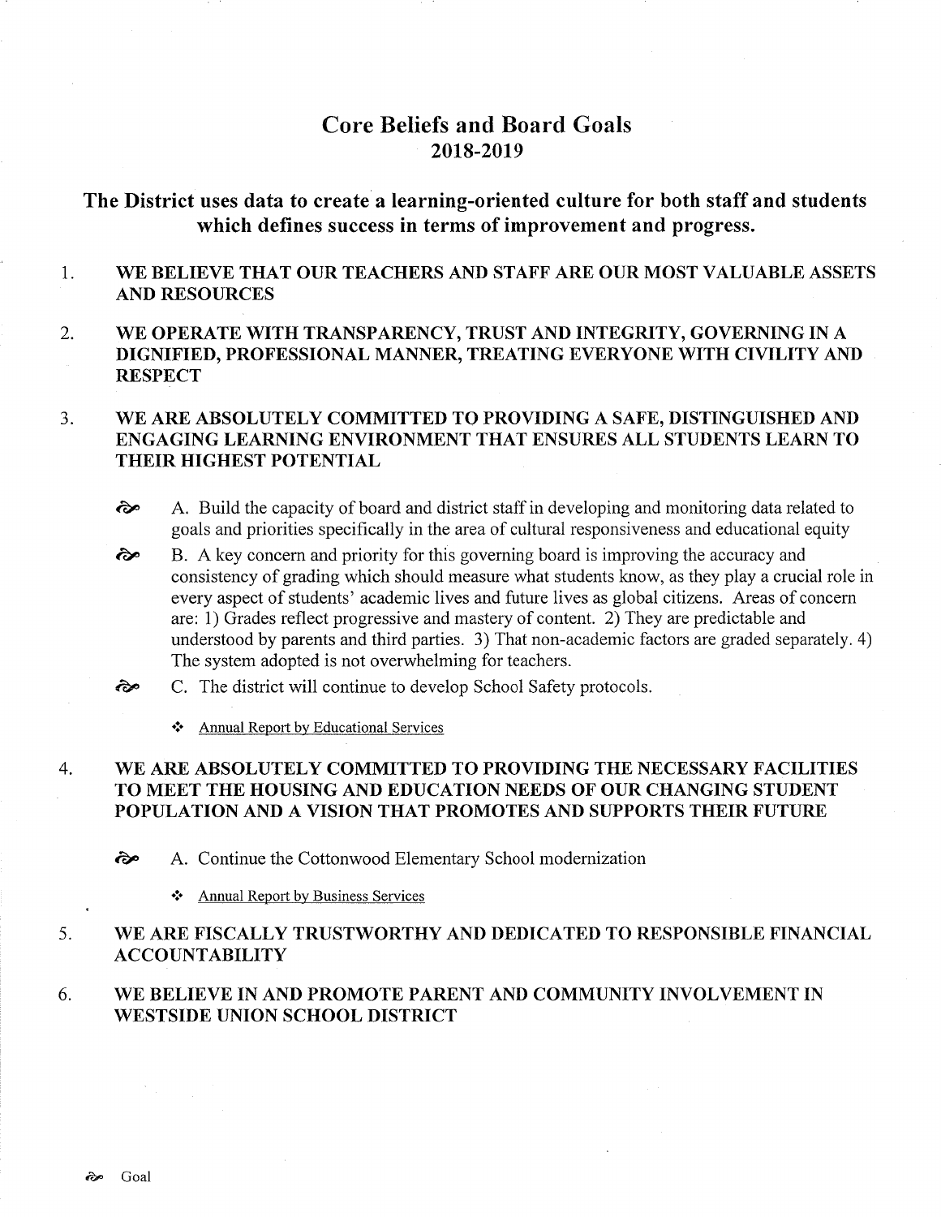# Core Beliefs and Board Goals
## 2018-2019

## The District uses data to create a learning-oriented culture for both staff and students which defines success in terms of improvement and progress.

1. **WE BELIEVE THAT OUR TEACHERS AND STAFF ARE OUR MOST VALUABLE ASSETS AND RESOURCES**

2. **WE OPERATE WITH TRANSPARENCY, TRUST AND INTEGRITY, GOVERNING IN A DIGNIFIED, PROFESSIONAL MANNER, TREATING EVERYONE WITH CIVILITY AND RESPECT**

3. **WE ARE ABSOLUTELY COMMITTED TO PROVIDING A SAFE, DISTINGUISHED AND ENGAGING LEARNING ENVIRONMENT THAT ENSURES ALL STUDENTS LEARN TO THEIR HIGHEST POTENTIAL**

   - A. Build the capacity of board and district staff in developing and monitoring data related to goals and priorities specifically in the area of cultural responsiveness and educational equity
   - B. A key concern and priority for this governing board is improving the accuracy and consistency of grading which should measure what students know, as they play a crucial role in every aspect of students' academic lives and future lives as global citizens. Areas of concern are: 1) Grades reflect progressive and mastery of content. 2) They are predictable and understood by parents and third parties. 3) That non-academic factors are graded separately. 4) The system adopted is not overwhelming for teachers.
   - C. The district will continue to develop School Safety protocols.
     - Annual Report by Educational Services

4. **WE ARE ABSOLUTELY COMMITTED TO PROVIDING THE NECESSARY FACILITIES TO MEET THE HOUSING AND EDUCATION NEEDS OF OUR CHANGING STUDENT POPULATION AND A VISION THAT PROMOTES AND SUPPORTS THEIR FUTURE**

   - A. Continue the Cottonwood Elementary School modernization
     - Annual Report by Business Services

5. **WE ARE FISCALLY TRUSTWORTHY AND DEDICATED TO RESPONSIBLE FINANCIAL ACCOUNTABILITY**

6. **WE BELIEVE IN AND PROMOTE PARENT AND COMMUNITY INVOLVEMENT IN WESTSIDE UNION SCHOOL DISTRICT**

Goal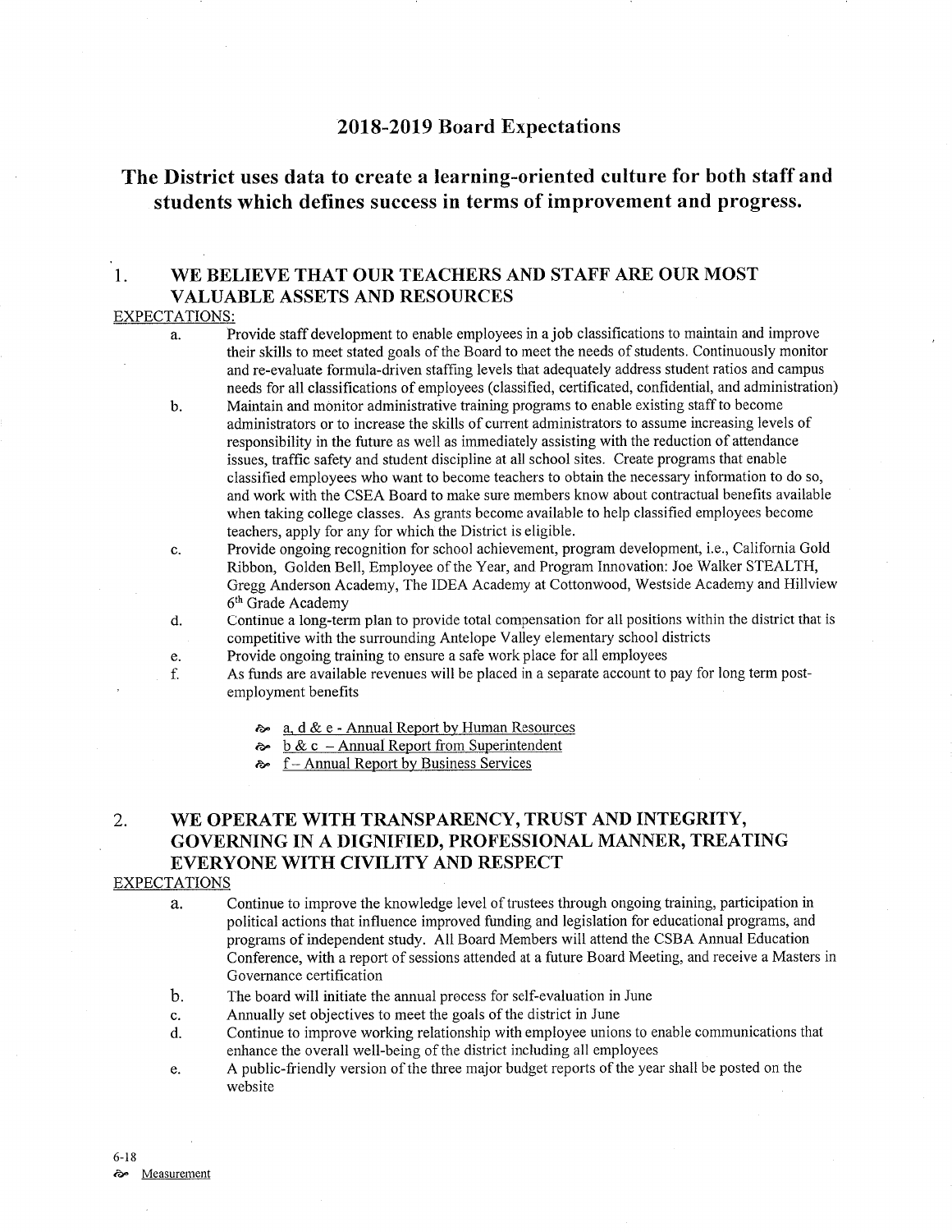## 2018-2019 Board Expectations

# The District uses data to create a learning-oriented culture for both staff and students which defines success in terms of improvement and progress.

### 1. WE BELIEVE THAT OUR TEACHERS AND STAFF ARE OUR MOST VALUABLE ASSETS AND RESOURCES

EXPECTATIONS:

a. Provide staff development to enable employees in a job classifications to maintain and improve their skills to meet stated goals of the Board to meet the needs of students. Continuously monitor and re-evaluate formula-driven staffing levels that adequately address student ratios and campus needs for all classifications of employees (classified, certificated, confidential, and administration)

b. Maintain and monitor administrative training programs to enable existing staff to become administrators or to increase the skills of current administrators to assume increasing levels of responsibility in the future as well as immediately assisting with the reduction of attendance issues, traffic safety and student discipline at all school sites. Create programs that enable classified employees who want to become teachers to obtain the necessary information to do so, and work with the CSEA Board to make sure members know about contractual benefits available when taking college classes. As grants become available to help classified employees become teachers, apply for any for which the District is eligible.

c. Provide ongoing recognition for school achievement, program development, i.e., California Gold Ribbon, Golden Bell, Employee of the Year, and Program Innovation: Joe Walker STEALTH, Gregg Anderson Academy, The IDEA Academy at Cottonwood, Westside Academy and Hillview 6th Grade Academy

d. Continue a long-term plan to provide total compensation for all positions within the district that is competitive with the surrounding Antelope Valley elementary school districts

e. Provide ongoing training to ensure a safe work place for all employees

f. As funds are available revenues will be placed in a separate account to pay for long term post-employment benefits

- a, d & e - Annual Report by Human Resources
- b & c – Annual Report from Superintendent
- f – Annual Report by Business Services

### 2. WE OPERATE WITH TRANSPARENCY, TRUST AND INTEGRITY, GOVERNING IN A DIGNIFIED, PROFESSIONAL MANNER, TREATING EVERYONE WITH CIVILITY AND RESPECT

EXPECTATIONS

a. Continue to improve the knowledge level of trustees through ongoing training, participation in political actions that influence improved funding and legislation for educational programs, and programs of independent study. All Board Members will attend the CSBA Annual Education Conference, with a report of sessions attended at a future Board Meeting, and receive a Masters in Governance certification

b. The board will initiate the annual process for self-evaluation in June

c. Annually set objectives to meet the goals of the district in June

d. Continue to improve working relationship with employee unions to enable communications that enhance the overall well-being of the district including all employees

e. A public-friendly version of the three major budget reports of the year shall be posted on the website

6-18

Measurement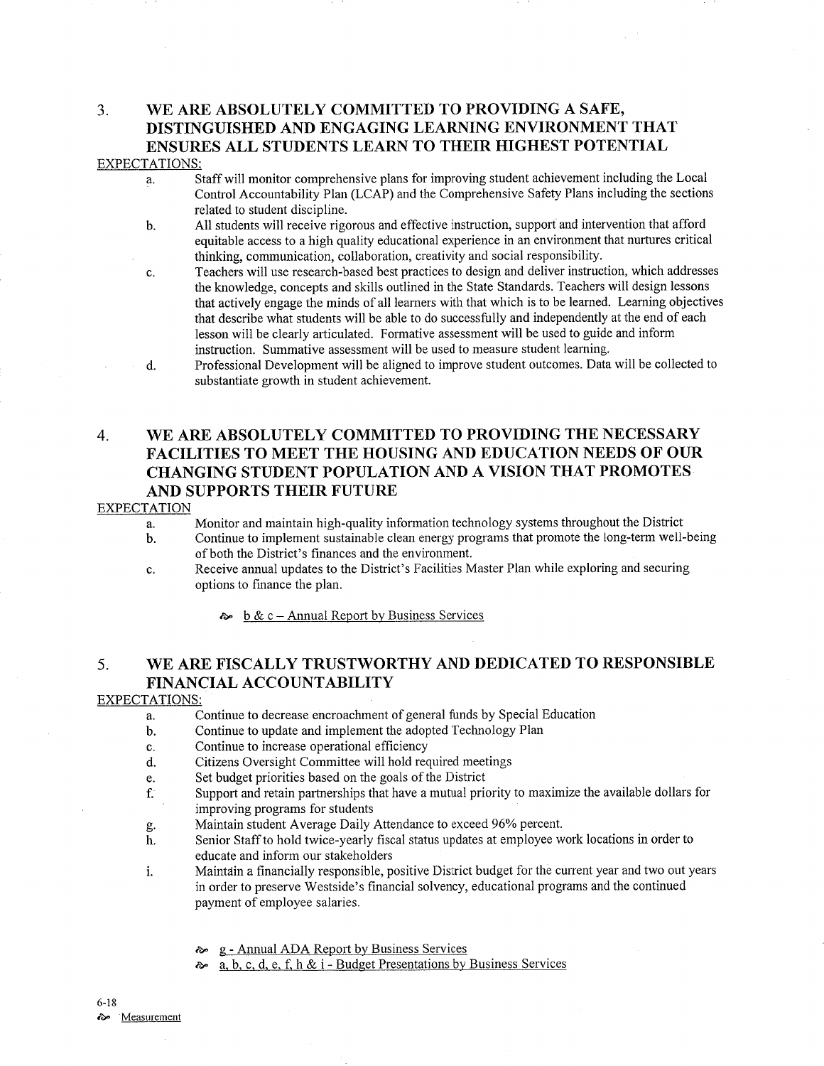## 3. WE ARE ABSOLUTELY COMMITTED TO PROVIDING A SAFE, DISTINGUISHED AND ENGAGING LEARNING ENVIRONMENT THAT ENSURES ALL STUDENTS LEARN TO THEIR HIGHEST POTENTIAL

EXPECTATIONS:

a. Staff will monitor comprehensive plans for improving student achievement including the Local Control Accountability Plan (LCAP) and the Comprehensive Safety Plans including the sections related to student discipline.

b. All students will receive rigorous and effective instruction, support and intervention that afford equitable access to a high quality educational experience in an environment that nurtures critical thinking, communication, collaboration, creativity and social responsibility.

c. Teachers will use research-based best practices to design and deliver instruction, which addresses the knowledge, concepts and skills outlined in the State Standards. Teachers will design lessons that actively engage the minds of all learners with that which is to be learned. Learning objectives that describe what students will be able to do successfully and independently at the end of each lesson will be clearly articulated. Formative assessment will be used to guide and inform instruction. Summative assessment will be used to measure student learning.

d. Professional Development will be aligned to improve student outcomes. Data will be collected to substantiate growth in student achievement.

## 4. WE ARE ABSOLUTELY COMMITTED TO PROVIDING THE NECESSARY FACILITIES TO MEET THE HOUSING AND EDUCATION NEEDS OF OUR CHANGING STUDENT POPULATION AND A VISION THAT PROMOTES AND SUPPORTS THEIR FUTURE

EXPECTATION

a. Monitor and maintain high-quality information technology systems throughout the District

b. Continue to implement sustainable clean energy programs that promote the long-term well-being of both the District's finances and the environment.

c. Receive annual updates to the District's Facilities Master Plan while exploring and securing options to finance the plan.

- b & c – Annual Report by Business Services

## 5. WE ARE FISCALLY TRUSTWORTHY AND DEDICATED TO RESPONSIBLE FINANCIAL ACCOUNTABILITY

EXPECTATIONS:

a. Continue to decrease encroachment of general funds by Special Education

b. Continue to update and implement the adopted Technology Plan

c. Continue to increase operational efficiency

d. Citizens Oversight Committee will hold required meetings

e. Set budget priorities based on the goals of the District

f. Support and retain partnerships that have a mutual priority to maximize the available dollars for improving programs for students

g. Maintain student Average Daily Attendance to exceed 96% percent.

h. Senior Staff to hold twice-yearly fiscal status updates at employee work locations in order to educate and inform our stakeholders

i. Maintain a financially responsible, positive District budget for the current year and two out years in order to preserve Westside's financial solvency, educational programs and the continued payment of employee salaries.

- g - Annual ADA Report by Business Services
- a, b, c, d, e, f, h & i - Budget Presentations by Business Services

6-18

Measurement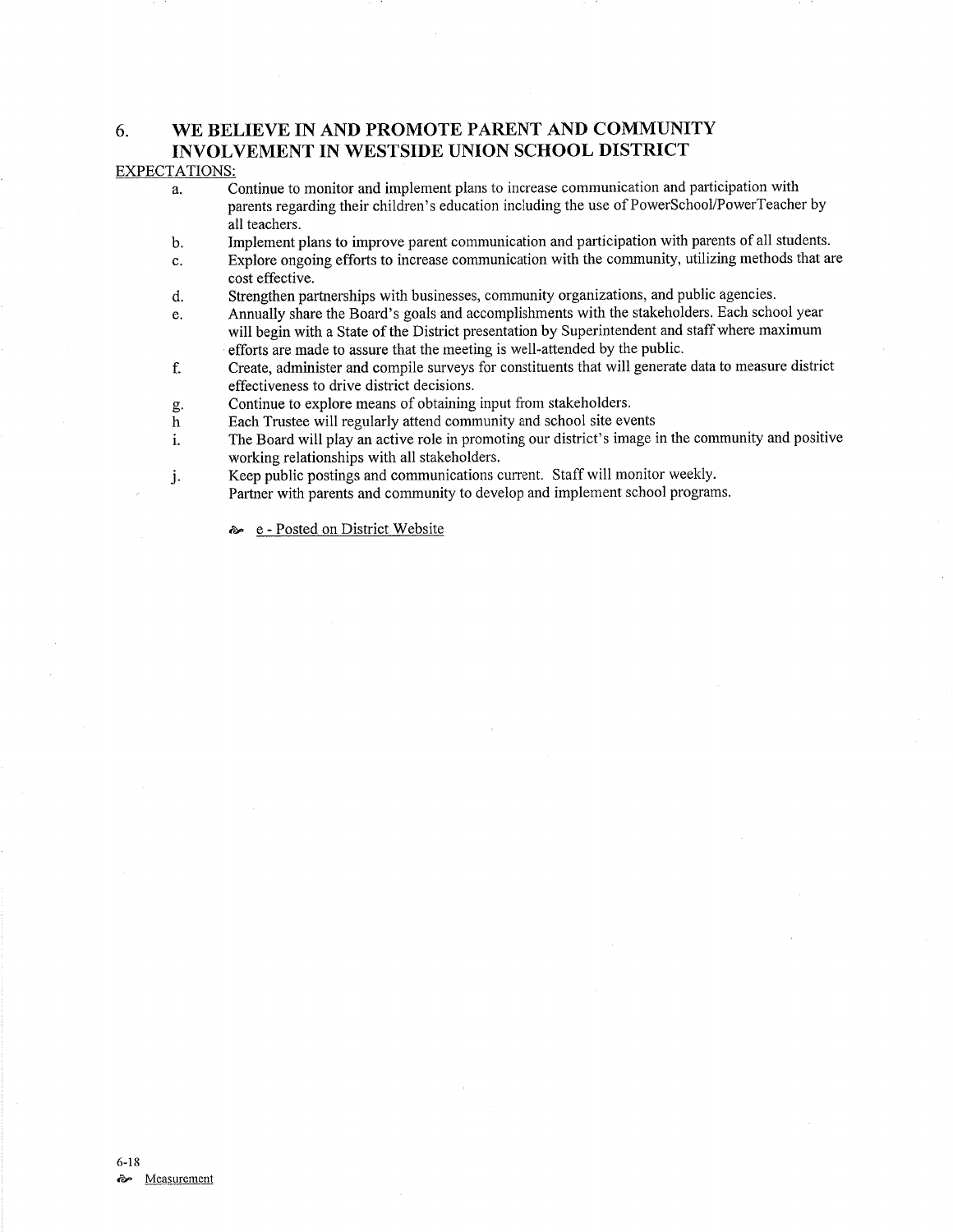## 6. WE BELIEVE IN AND PROMOTE PARENT AND COMMUNITY INVOLVEMENT IN WESTSIDE UNION SCHOOL DISTRICT

EXPECTATIONS:

a. Continue to monitor and implement plans to increase communication and participation with parents regarding their children's education including the use of PowerSchool/PowerTeacher by all teachers.

b. Implement plans to improve parent communication and participation with parents of all students.

c. Explore ongoing efforts to increase communication with the community, utilizing methods that are cost effective.

d. Strengthen partnerships with businesses, community organizations, and public agencies.

e. Annually share the Board's goals and accomplishments with the stakeholders. Each school year will begin with a State of the District presentation by Superintendent and staff where maximum efforts are made to assure that the meeting is well-attended by the public.

f. Create, administer and compile surveys for constituents that will generate data to measure district effectiveness to drive district decisions.

g. Continue to explore means of obtaining input from stakeholders.

h Each Trustee will regularly attend community and school site events

i. The Board will play an active role in promoting our district's image in the community and positive working relationships with all stakeholders.

j. Keep public postings and communications current. Staff will monitor weekly.
Partner with parents and community to develop and implement school programs.

> e - Posted on District Website

6-18

Measurement